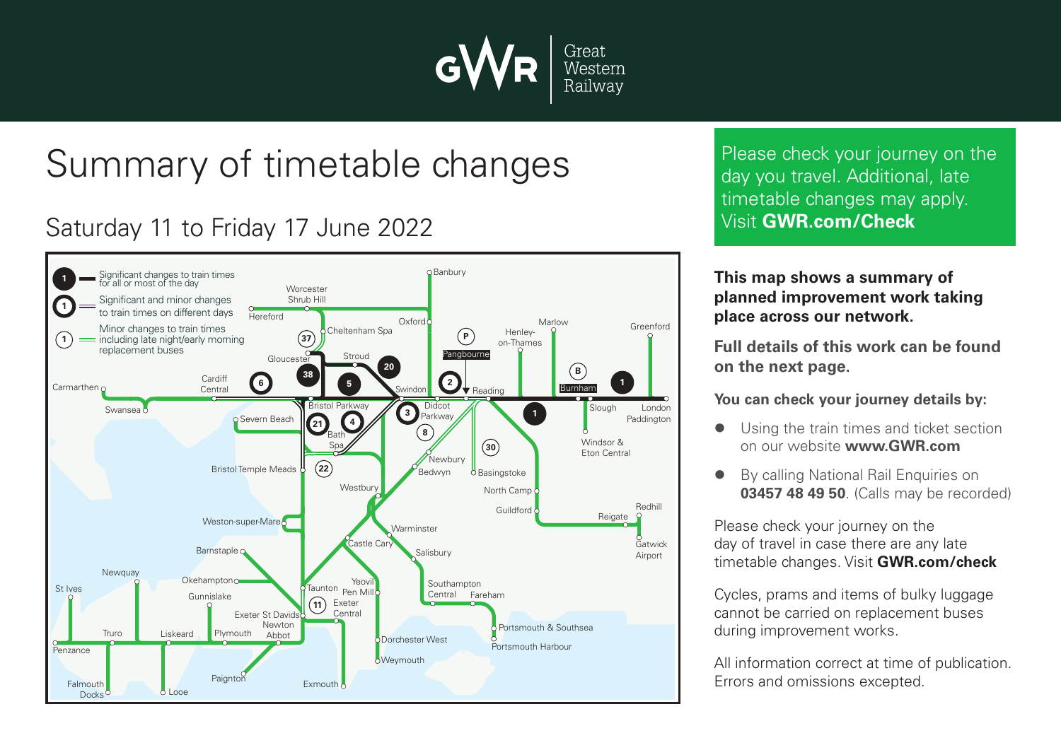Great Western Railway

# Summary of timetable changes

## Saturday 11 to Friday 17 June 2022

**1** Significant changes to train times for all or most of the day

**1** Significant and minor changes to train times on different days

**1** Minor changes to train times including late night/early morning replacement buses

Please check your journey on the day you travel. Additional, late timetable changes may apply. Visit **GWR.com/Check**

**This map shows a summary of planned improvement work taking place across our network.**

**Full details of this work can be found on the next page.**

**You can check your journey details by:**

- Using the train times and ticket section on our website **www.GWR.com**
- By calling National Rail Enquiries on **03457 48 49 50**. (Calls may be recorded)

Please check your journey on the day of travel in case there are any late timetable changes. Visit **GWR.com/check**

Cycles, prams and items of bulky luggage cannot be carried on replacement buses during improvement works.

All information correct at time of publication. Errors and omissions excepted.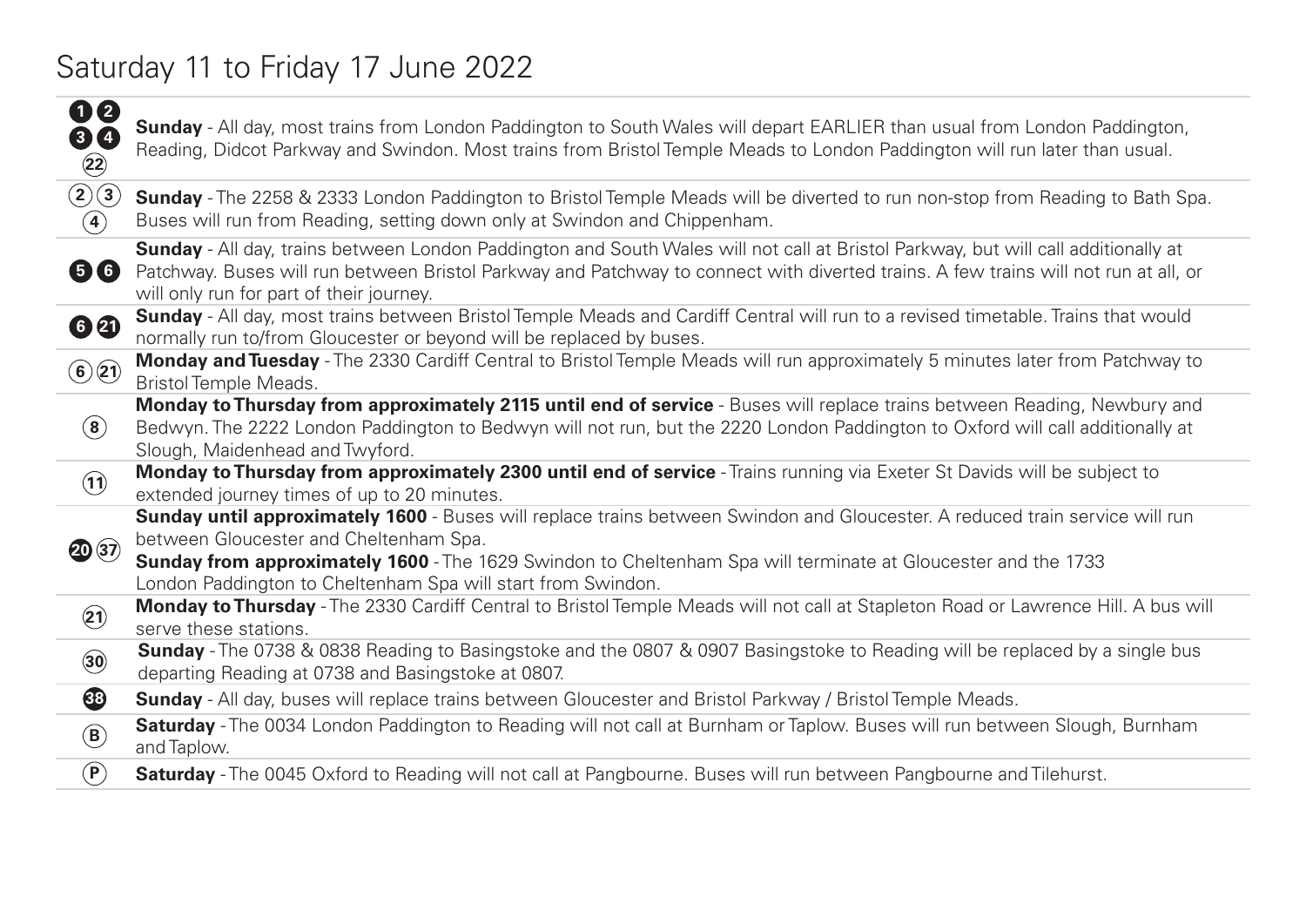# Saturday 11 to Friday 17 June 2022

| | |
|---|---|
| 1 2 3 4 22 | **Sunday** - All day, most trains from London Paddington to South Wales will depart EARLIER than usual from London Paddington, Reading, Didcot Parkway and Swindon. Most trains from Bristol Temple Meads to London Paddington will run later than usual. |
| 2 3 4 | **Sunday** - The 2258 & 2333 London Paddington to Bristol Temple Meads will be diverted to run non-stop from Reading to Bath Spa. Buses will run from Reading, setting down only at Swindon and Chippenham. |
| 5 6 | **Sunday** - All day, trains between London Paddington and South Wales will not call at Bristol Parkway, but will call additionally at Patchway. Buses will run between Bristol Parkway and Patchway to connect with diverted trains. A few trains will not run at all, or will only run for part of their journey. |
| 6 21 | **Sunday** - All day, most trains between Bristol Temple Meads and Cardiff Central will run to a revised timetable. Trains that would normally run to/from Gloucester or beyond will be replaced by buses. |
| 6 21 | **Monday and Tuesday** - The 2330 Cardiff Central to Bristol Temple Meads will run approximately 5 minutes later from Patchway to Bristol Temple Meads. |
| 8 | **Monday to Thursday from approximately 2115 until end of service** - Buses will replace trains between Reading, Newbury and Bedwyn. The 2222 London Paddington to Bedwyn will not run, but the 2220 London Paddington to Oxford will call additionally at Slough, Maidenhead and Twyford. |
| 11 | **Monday to Thursday from approximately 2300 until end of service** - Trains running via Exeter St Davids will be subject to extended journey times of up to 20 minutes. |
| 20 37 | **Sunday until approximately 1600** - Buses will replace trains between Swindon and Gloucester. A reduced train service will run between Gloucester and Cheltenham Spa. **Sunday from approximately 1600** - The 1629 Swindon to Cheltenham Spa will terminate at Gloucester and the 1733 London Paddington to Cheltenham Spa will start from Swindon. |
| 21 | **Monday to Thursday** - The 2330 Cardiff Central to Bristol Temple Meads will not call at Stapleton Road or Lawrence Hill. A bus will serve these stations. |
| 30 | **Sunday** - The 0738 & 0838 Reading to Basingstoke and the 0807 & 0907 Basingstoke to Reading will be replaced by a single bus departing Reading at 0738 and Basingstoke at 0807. |
| 38 | **Sunday** - All day, buses will replace trains between Gloucester and Bristol Parkway / Bristol Temple Meads. |
| B | **Saturday** - The 0034 London Paddington to Reading will not call at Burnham or Taplow. Buses will run between Slough, Burnham and Taplow. |
| P | **Saturday** - The 0045 Oxford to Reading will not call at Pangbourne. Buses will run between Pangbourne and Tilehurst. |